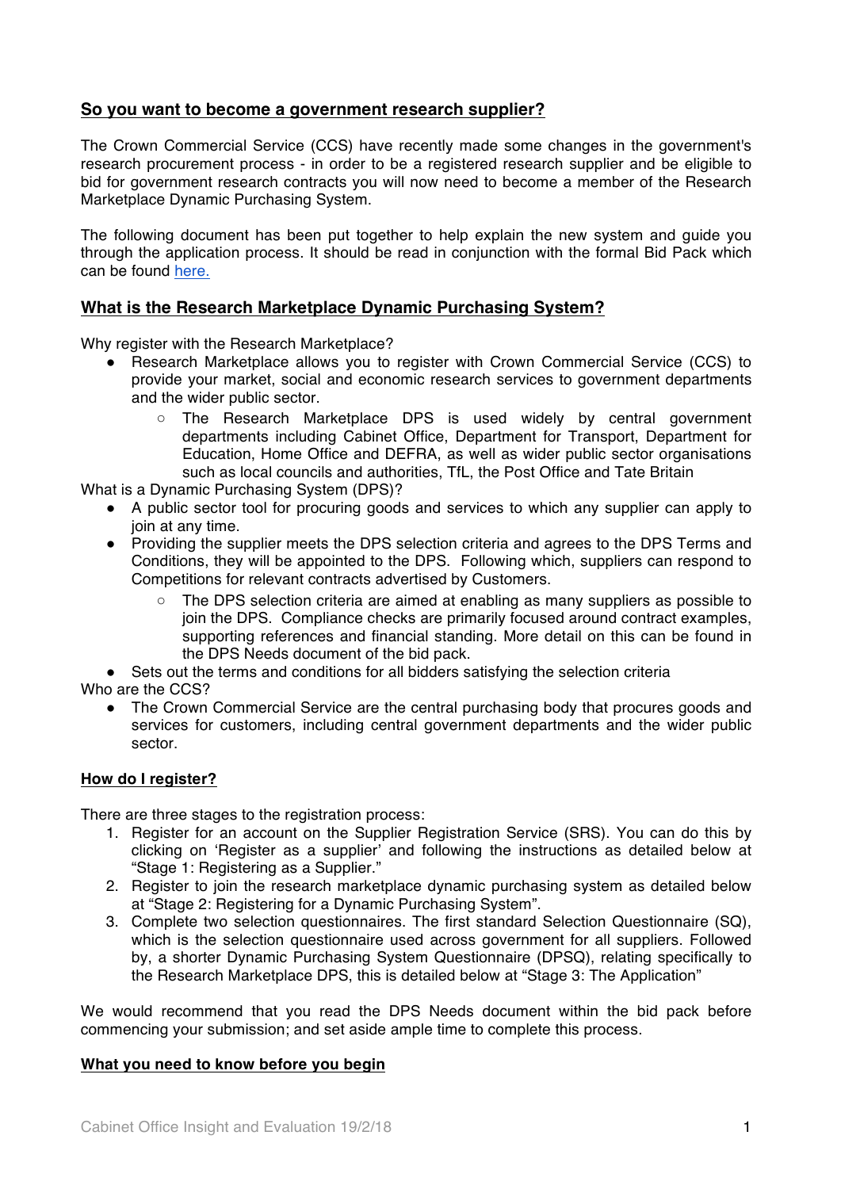## So you want to become a government research supplier?

The Crown Commercial Service (CCS) have recently made some changes in the government's research procurement process - in order to be a registered research supplier and be eligible to bid for government research contracts you will now need to become a member of the Research Marketplace Dynamic Purchasing System.

The following document has been put together to help explain the new system and guide you through the application process. It should be read in conjunction with the formal Bid Pack which can be found here.

## What is the Research Marketplace Dynamic Purchasing System?

Why register with the Research Marketplace?

- Research Marketplace allows you to register with Crown Commercial Service (CCS) to provide your market, social and economic research services to government departments and the wider public sector.
  - The Research Marketplace DPS is used widely by central government departments including Cabinet Office, Department for Transport, Department for Education, Home Office and DEFRA, as well as wider public sector organisations such as local councils and authorities, TfL, the Post Office and Tate Britain

What is a Dynamic Purchasing System (DPS)?

- A public sector tool for procuring goods and services to which any supplier can apply to join at any time.
- Providing the supplier meets the DPS selection criteria and agrees to the DPS Terms and Conditions, they will be appointed to the DPS. Following which, suppliers can respond to Competitions for relevant contracts advertised by Customers.
  - The DPS selection criteria are aimed at enabling as many suppliers as possible to join the DPS. Compliance checks are primarily focused around contract examples, supporting references and financial standing. More detail on this can be found in the DPS Needs document of the bid pack.
- Sets out the terms and conditions for all bidders satisfying the selection criteria

Who are the CCS?

- The Crown Commercial Service are the central purchasing body that procures goods and services for customers, including central government departments and the wider public sector.

### How do I register?

There are three stages to the registration process:

1. Register for an account on the Supplier Registration Service (SRS). You can do this by clicking on 'Register as a supplier' and following the instructions as detailed below at "Stage 1: Registering as a Supplier."
2. Register to join the research marketplace dynamic purchasing system as detailed below at "Stage 2: Registering for a Dynamic Purchasing System".
3. Complete two selection questionnaires. The first standard Selection Questionnaire (SQ), which is the selection questionnaire used across government for all suppliers. Followed by, a shorter Dynamic Purchasing System Questionnaire (DPSQ), relating specifically to the Research Marketplace DPS, this is detailed below at "Stage 3: The Application"

We would recommend that you read the DPS Needs document within the bid pack before commencing your submission; and set aside ample time to complete this process.

### What you need to know before you begin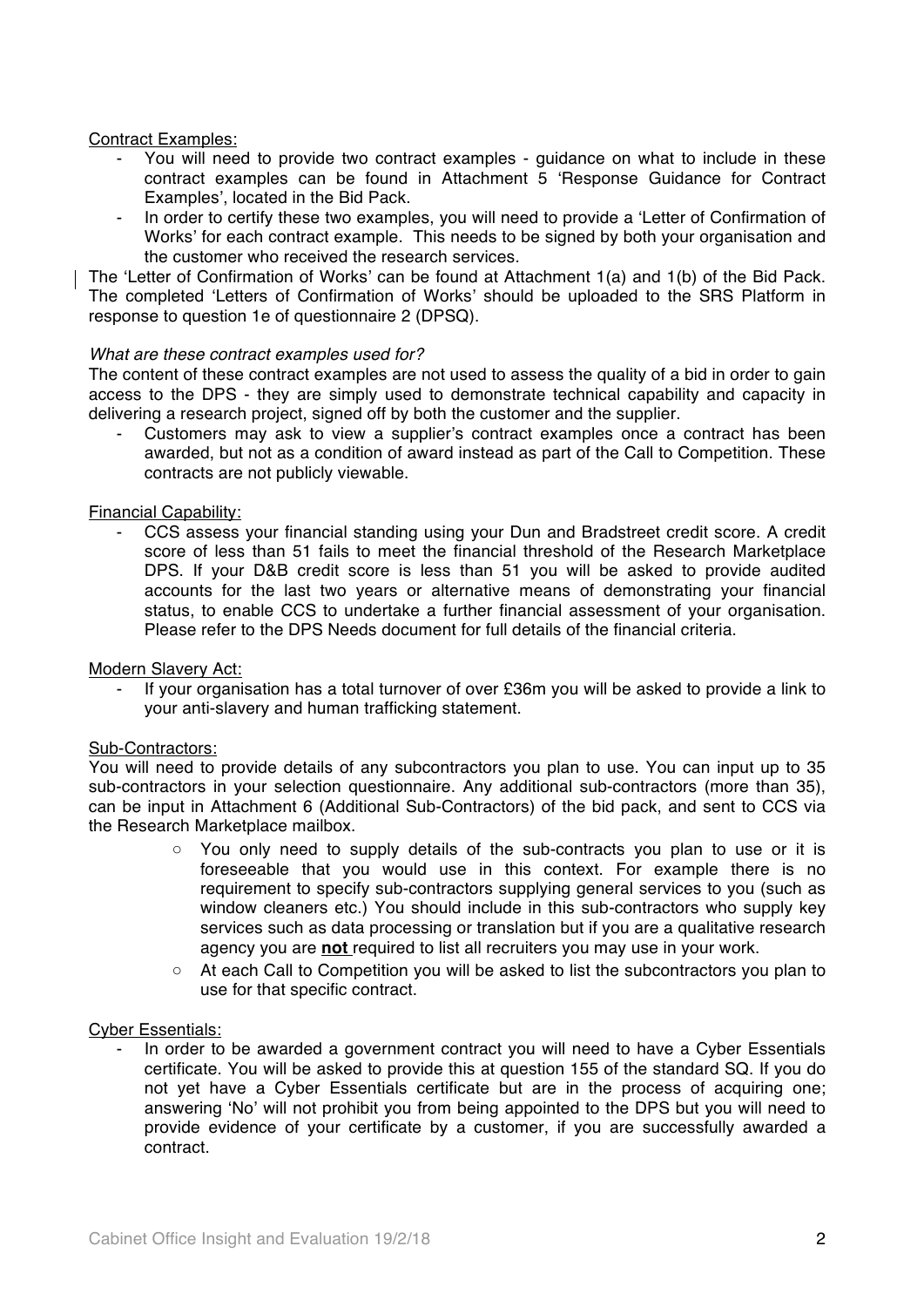Contract Examples:

- You will need to provide two contract examples - guidance on what to include in these contract examples can be found in Attachment 5 'Response Guidance for Contract Examples', located in the Bid Pack.
- In order to certify these two examples, you will need to provide a 'Letter of Confirmation of Works' for each contract example. This needs to be signed by both your organisation and the customer who received the research services.

The 'Letter of Confirmation of Works' can be found at Attachment 1(a) and 1(b) of the Bid Pack. The completed 'Letters of Confirmation of Works' should be uploaded to the SRS Platform in response to question 1e of questionnaire 2 (DPSQ).

*What are these contract examples used for?*

The content of these contract examples are not used to assess the quality of a bid in order to gain access to the DPS - they are simply used to demonstrate technical capability and capacity in delivering a research project, signed off by both the customer and the supplier.

- Customers may ask to view a supplier's contract examples once a contract has been awarded, but not as a condition of award instead as part of the Call to Competition. These contracts are not publicly viewable.

Financial Capability:

- CCS assess your financial standing using your Dun and Bradstreet credit score. A credit score of less than 51 fails to meet the financial threshold of the Research Marketplace DPS. If your D&B credit score is less than 51 you will be asked to provide audited accounts for the last two years or alternative means of demonstrating your financial status, to enable CCS to undertake a further financial assessment of your organisation. Please refer to the DPS Needs document for full details of the financial criteria.

Modern Slavery Act:

- If your organisation has a total turnover of over £36m you will be asked to provide a link to your anti-slavery and human trafficking statement.

Sub-Contractors:

You will need to provide details of any subcontractors you plan to use. You can input up to 35 sub-contractors in your selection questionnaire. Any additional sub-contractors (more than 35), can be input in Attachment 6 (Additional Sub-Contractors) of the bid pack, and sent to CCS via the Research Marketplace mailbox.

- You only need to supply details of the sub-contracts you plan to use or it is foreseeable that you would use in this context. For example there is no requirement to specify sub-contractors supplying general services to you (such as window cleaners etc.) You should include in this sub-contractors who supply key services such as data processing or translation but if you are a qualitative research agency you are **not** required to list all recruiters you may use in your work.
- At each Call to Competition you will be asked to list the subcontractors you plan to use for that specific contract.

Cyber Essentials:

- In order to be awarded a government contract you will need to have a Cyber Essentials certificate. You will be asked to provide this at question 155 of the standard SQ. If you do not yet have a Cyber Essentials certificate but are in the process of acquiring one; answering 'No' will not prohibit you from being appointed to the DPS but you will need to provide evidence of your certificate by a customer, if you are successfully awarded a contract.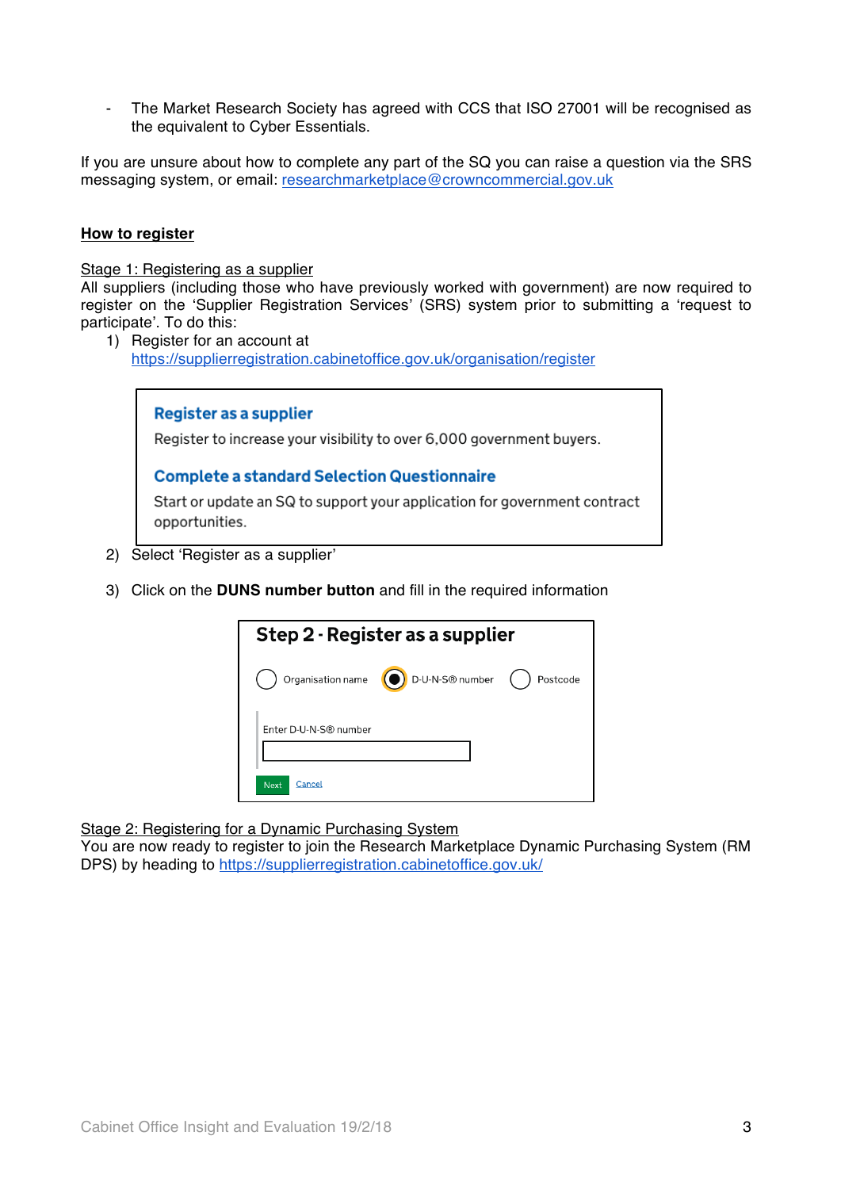- The Market Research Society has agreed with CCS that ISO 27001 will be recognised as the equivalent to Cyber Essentials.

If you are unsure about how to complete any part of the SQ you can raise a question via the SRS messaging system, or email: researchmarketplace@crowncommercial.gov.uk

**How to register**

Stage 1: Registering as a supplier

All suppliers (including those who have previously worked with government) are now required to register on the 'Supplier Registration Services' (SRS) system prior to submitting a 'request to participate'. To do this:

1) Register for an account at https://supplierregistration.cabinetoffice.gov.uk/organisation/register

> **Register as a supplier**
> Register to increase your visibility to over 6,000 government buyers.
>
> **Complete a standard Selection Questionnaire**
> Start or update an SQ to support your application for government contract opportunities.

2) Select 'Register as a supplier'

3) Click on the **DUNS number button** and fill in the required information

> **Step 2 - Register as a supplier**
> ○ Organisation name ● D-U-N-S® number ○ Postcode
> Enter D-U-N-S® number
> [Next] Cancel

Stage 2: Registering for a Dynamic Purchasing System

You are now ready to register to join the Research Marketplace Dynamic Purchasing System (RM DPS) by heading to https://supplierregistration.cabinetoffice.gov.uk/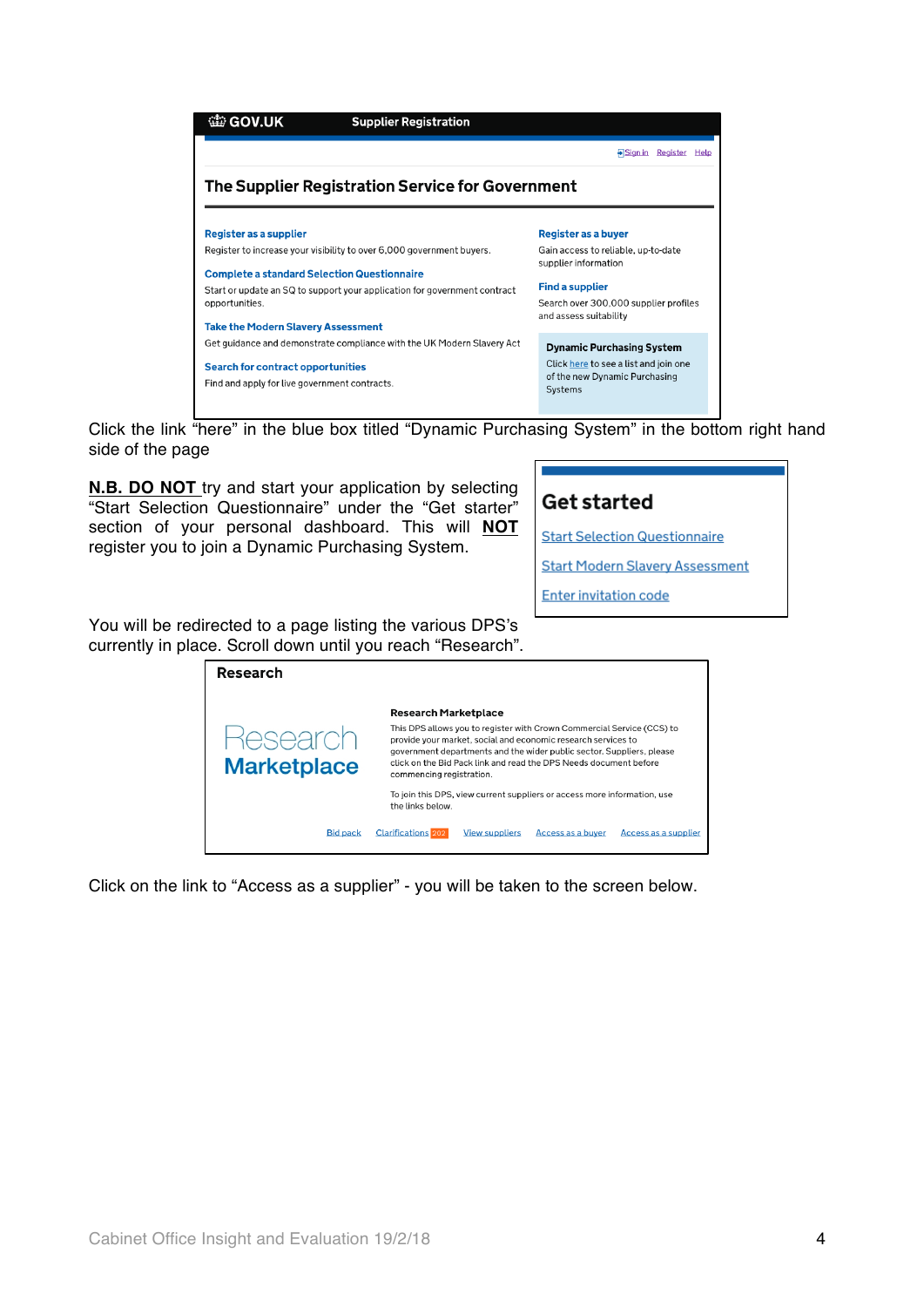**GOV.UK** Supplier Registration

Sign in Register Help

### The Supplier Registration Service for Government

**Register as a supplier**
Register to increase your visibility to over 6,000 government buyers.

**Complete a standard Selection Questionnaire**
Start or update an SQ to support your application for government contract opportunities.

**Take the Modern Slavery Assessment**
Get guidance and demonstrate compliance with the UK Modern Slavery Act

**Search for contract opportunities**
Find and apply for live government contracts.

**Register as a buyer**
Gain access to reliable, up-to-date supplier information

**Find a supplier**
Search over 300,000 supplier profiles and assess suitability

**Dynamic Purchasing System**
Click here to see a list and join one of the new Dynamic Purchasing Systems

Click the link "here" in the blue box titled "Dynamic Purchasing System" in the bottom right hand side of the page

**N.B. DO NOT** try and start your application by selecting "Start Selection Questionnaire" under the "Get starter" section of your personal dashboard. This will **NOT** register you to join a Dynamic Purchasing System.

**Get started**

Start Selection Questionnaire

Start Modern Slavery Assessment

Enter invitation code

You will be redirected to a page listing the various DPS's currently in place. Scroll down until you reach "Research".

**Research**

Research Marketplace

**Research Marketplace**

This DPS allows you to register with Crown Commercial Service (CCS) to provide your market, social and economic research services to government departments and the wider public sector. Suppliers, please click on the Bid Pack link and read the DPS Needs document before commencing registration.

To join this DPS, view current suppliers or access more information, use the links below.

Bid pack   Clarifications 202   View suppliers   Access as a buyer   Access as a supplier

Click on the link to "Access as a supplier" - you will be taken to the screen below.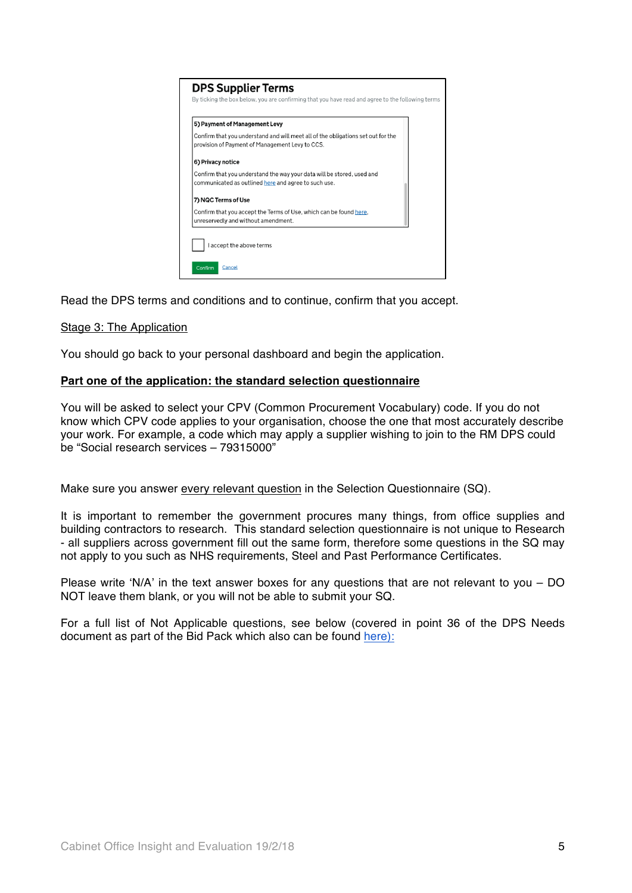**DPS Supplier Terms**

By ticking the box below, you are confirming that you have read and agree to the following terms

**5) Payment of Management Levy**

Confirm that you understand and will meet all of the obligations set out for the provision of Payment of Management Levy to CCS.

**6) Privacy notice**

Confirm that you understand the way your data will be stored, used and communicated as outlined here and agree to such use.

**7) NQC Terms of Use**

Confirm that you accept the Terms of Use, which can be found here, unreservedly and without amendment.

☐ I accept the above terms

Confirm Cancel

Read the DPS terms and conditions and to continue, confirm that you accept.

Stage 3: The Application

You should go back to your personal dashboard and begin the application.

**Part one of the application: the standard selection questionnaire**

You will be asked to select your CPV (Common Procurement Vocabulary) code. If you do not know which CPV code applies to your organisation, choose the one that most accurately describe your work. For example, a code which may apply a supplier wishing to join to the RM DPS could be "Social research services – 79315000"

Make sure you answer every relevant question in the Selection Questionnaire (SQ).

It is important to remember the government procures many things, from office supplies and building contractors to research. This standard selection questionnaire is not unique to Research - all suppliers across government fill out the same form, therefore some questions in the SQ may not apply to you such as NHS requirements, Steel and Past Performance Certificates.

Please write 'N/A' in the text answer boxes for any questions that are not relevant to you – DO NOT leave them blank, or you will not be able to submit your SQ.

For a full list of Not Applicable questions, see below (covered in point 36 of the DPS Needs document as part of the Bid Pack which also can be found here):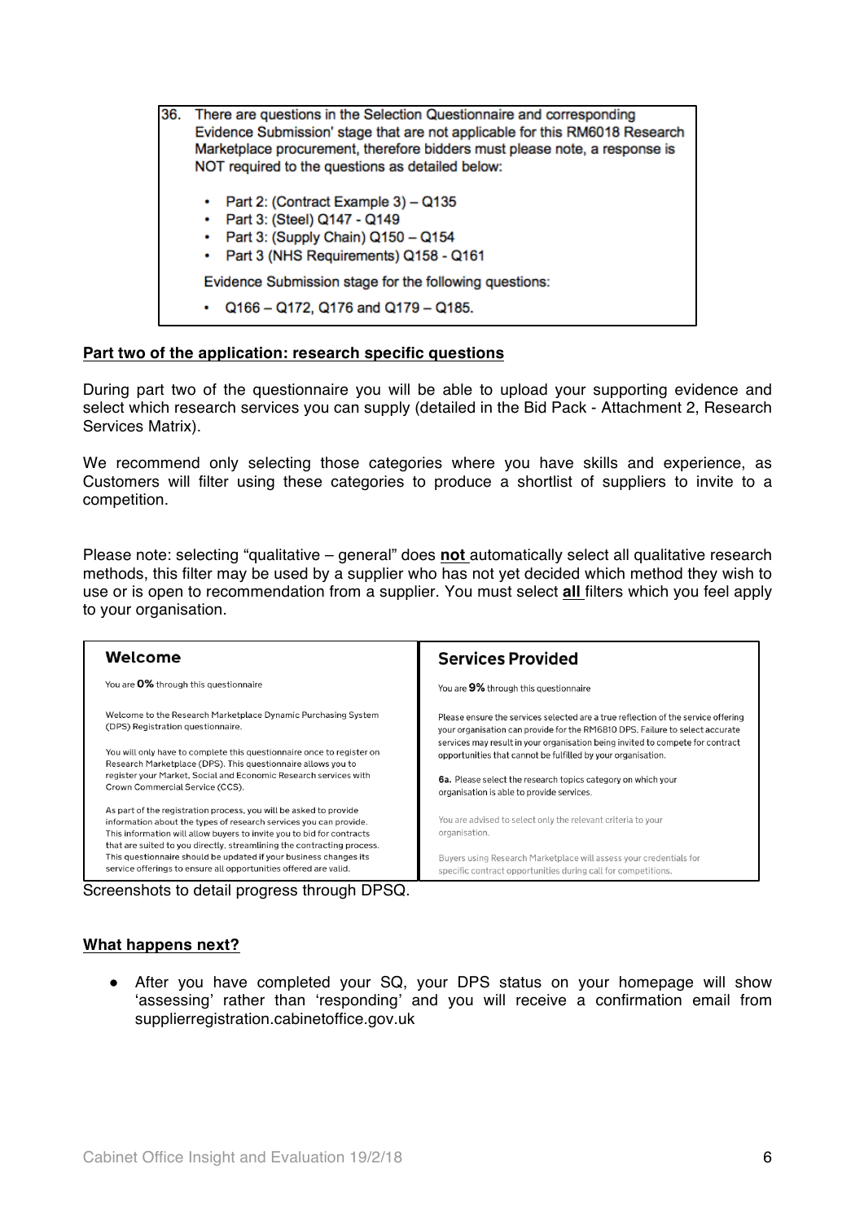36. There are questions in the Selection Questionnaire and corresponding Evidence Submission' stage that are not applicable for this RM6018 Research Marketplace procurement, therefore bidders must please note, a response is NOT required to the questions as detailed below:

- Part 2: (Contract Example 3) – Q135
- Part 3: (Steel) Q147 - Q149
- Part 3: (Supply Chain) Q150 – Q154
- Part 3 (NHS Requirements) Q158 - Q161

Evidence Submission stage for the following questions:

- Q166 – Q172, Q176 and Q179 – Q185.

**Part two of the application: research specific questions**

During part two of the questionnaire you will be able to upload your supporting evidence and select which research services you can supply (detailed in the Bid Pack - Attachment 2, Research Services Matrix).

We recommend only selecting those categories where you have skills and experience, as Customers will filter using these categories to produce a shortlist of suppliers to invite to a competition.

Please note: selecting "qualitative – general" does **not** automatically select all qualitative research methods, this filter may be used by a supplier who has not yet decided which method they wish to use or is open to recommendation from a supplier. You must select **all** filters which you feel apply to your organisation.

**Welcome**

You are **0%** through this questionnaire

Welcome to the Research Marketplace Dynamic Purchasing System (DPS) Registration questionnaire.

You will only have to complete this questionnaire once to register on Research Marketplace (DPS). This questionnaire allows you to register your Market, Social and Economic Research services with Crown Commercial Service (CCS).

As part of the registration process, you will be asked to provide information about the types of research services you can provide. This information will allow buyers to invite you to bid for contracts that are suited to you directly, streamlining the contracting process. This questionnaire should be updated if your business changes its service offerings to ensure all opportunities offered are valid.

**Services Provided**

You are **9%** through this questionnaire

Please ensure the services selected are a true reflection of the service offering your organisation can provide for the RM6810 DPS. Failure to select accurate services may result in your organisation being invited to compete for contract opportunities that cannot be fulfilled by your organisation.

**6a.** Please select the research topics category on which your organisation is able to provide services.

You are advised to select only the relevant criteria to your organisation.

Buyers using Research Marketplace will assess your credentials for specific contract opportunities during call for competitions.

Screenshots to detail progress through DPSQ.

**What happens next?**

- After you have completed your SQ, your DPS status on your homepage will show 'assessing' rather than 'responding' and you will receive a confirmation email from supplierregistration.cabinetoffice.gov.uk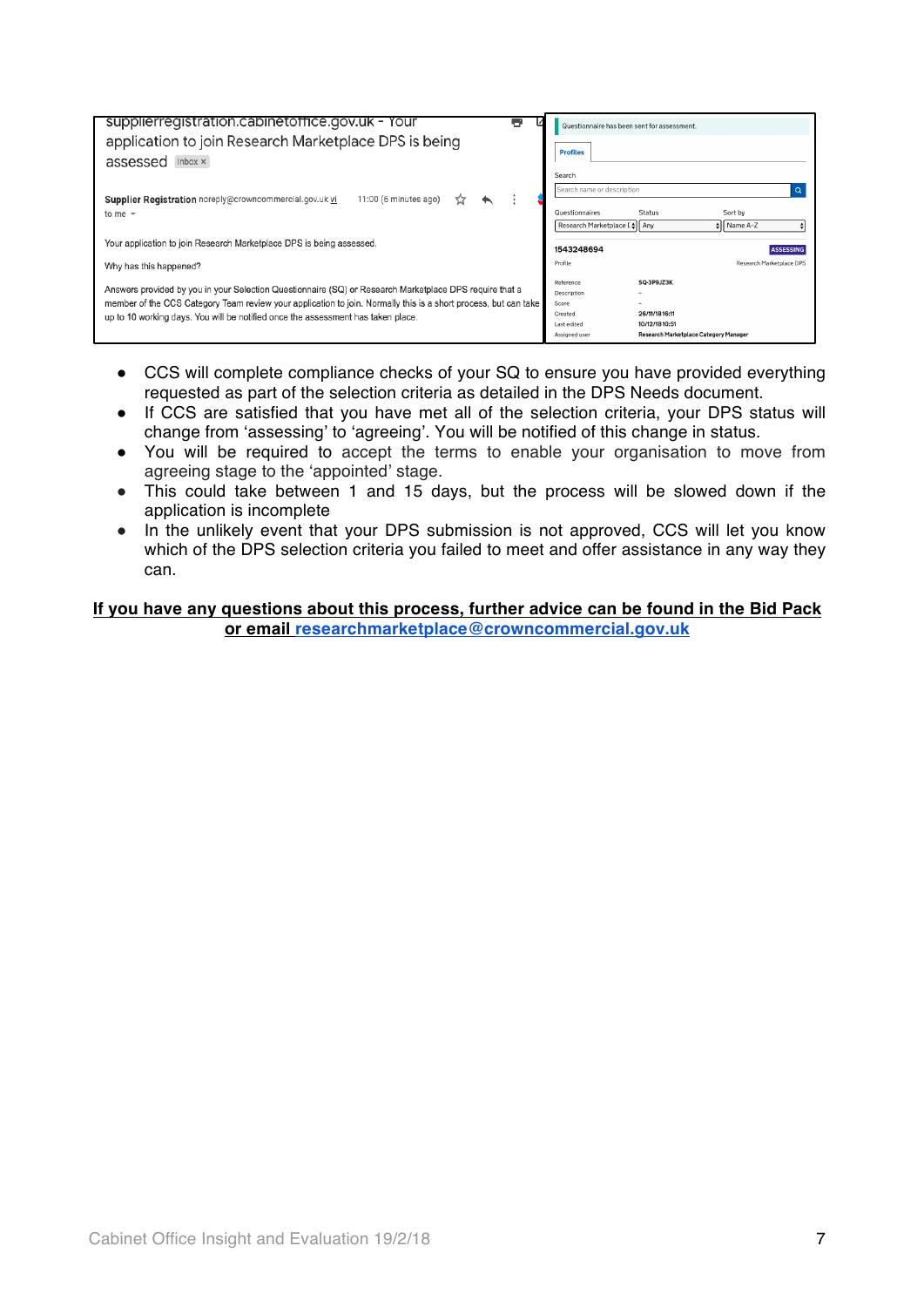supplierregistration.cabinetoffice.gov.uk - Your application to join Research Marketplace DPS is being assessed Inbox ×

Supplier Registration noreply@crowncommercial.gov.uk vi 11:00 (6 minutes ago)
to me

Your application to join Research Marketplace DPS is being assessed.

Why has this happened?

Answers provided by you in your Selection Questionnaire (SQ) or Research Marketplace DPS require that a member of the CCS Category Team review your application to join. Normally this is a short process, but can take up to 10 working days. You will be notified once the assessment has taken place.

Questionnaire has been sent for assessment.

Profiles

Search

Search name or description

Questionnaires: Research Marketplace D | Status: Any | Sort by: Name A-Z

1543248694 ASSESSING

Profile: Research Marketplace DPS

| | |
|---|---|
| Reference | SQ-3P9JZ3K |
| Description | – |
| Score | – |
| Created | 26/11/18 16:11 |
| Last edited | 10/12/18 10:51 |
| Assigned user | Research Marketplace Category Manager |

- CCS will complete compliance checks of your SQ to ensure you have provided everything requested as part of the selection criteria as detailed in the DPS Needs document.
- If CCS are satisfied that you have met all of the selection criteria, your DPS status will change from 'assessing' to 'agreeing'. You will be notified of this change in status.
- You will be required to accept the terms to enable your organisation to move from agreeing stage to the 'appointed' stage.
- This could take between 1 and 15 days, but the process will be slowed down if the application is incomplete
- In the unlikely event that your DPS submission is not approved, CCS will let you know which of the DPS selection criteria you failed to meet and offer assistance in any way they can.

**If you have any questions about this process, further advice can be found in the Bid Pack or email researchmarketplace@crowncommercial.gov.uk**

Cabinet Office Insight and Evaluation 19/2/18